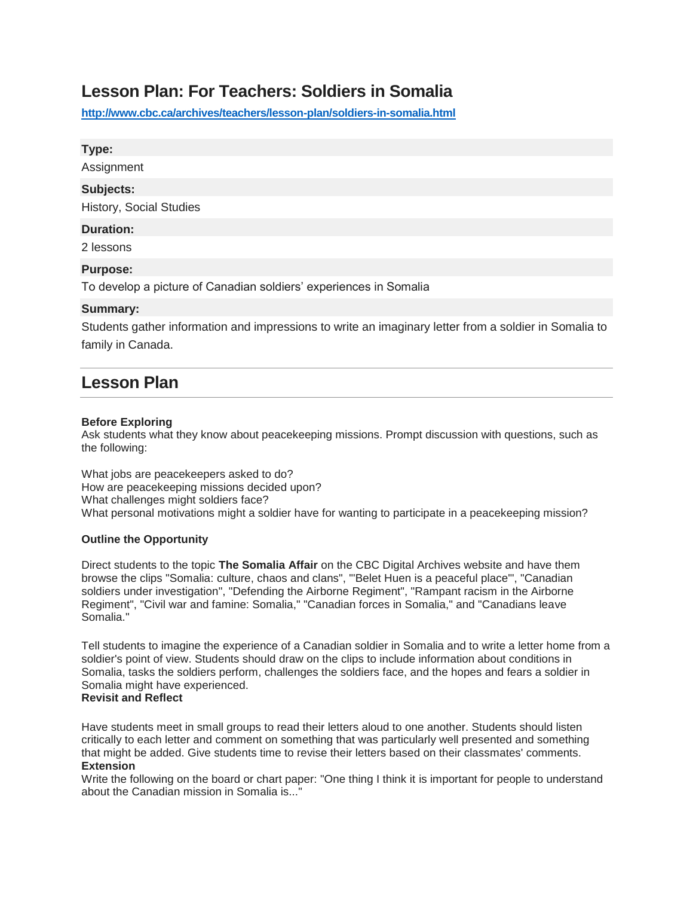# Lesson Plan: For Teachers: Soldiers in Somalia

http://www.cbc.ca/archives/teachers/lesson-plan/soldiers-in-somalia.html

**Type:**

Assignment

**Subjects:**

History, Social Studies

**Duration:**

2 lessons

**Purpose:**

To develop a picture of Canadian soldiers' experiences in Somalia

**Summary:**

Students gather information and impressions to write an imaginary letter from a soldier in Somalia to family in Canada.

## Lesson Plan

**Before Exploring**

Ask students what they know about peacekeeping missions. Prompt discussion with questions, such as the following:

What jobs are peacekeepers asked to do?
How are peacekeeping missions decided upon?
What challenges might soldiers face?
What personal motivations might a soldier have for wanting to participate in a peacekeeping mission?

**Outline the Opportunity**

Direct students to the topic **The Somalia Affair** on the CBC Digital Archives website and have them browse the clips "Somalia: culture, chaos and clans", "'Belet Huen is a peaceful place'", "Canadian soldiers under investigation", "Defending the Airborne Regiment", "Rampant racism in the Airborne Regiment", "Civil war and famine: Somalia," "Canadian forces in Somalia," and "Canadians leave Somalia."

Tell students to imagine the experience of a Canadian soldier in Somalia and to write a letter home from a soldier's point of view. Students should draw on the clips to include information about conditions in Somalia, tasks the soldiers perform, challenges the soldiers face, and the hopes and fears a soldier in Somalia might have experienced.

**Revisit and Reflect**

Have students meet in small groups to read their letters aloud to one another. Students should listen critically to each letter and comment on something that was particularly well presented and something that might be added. Give students time to revise their letters based on their classmates' comments.

**Extension**

Write the following on the board or chart paper: "One thing I think it is important for people to understand about the Canadian mission in Somalia is..."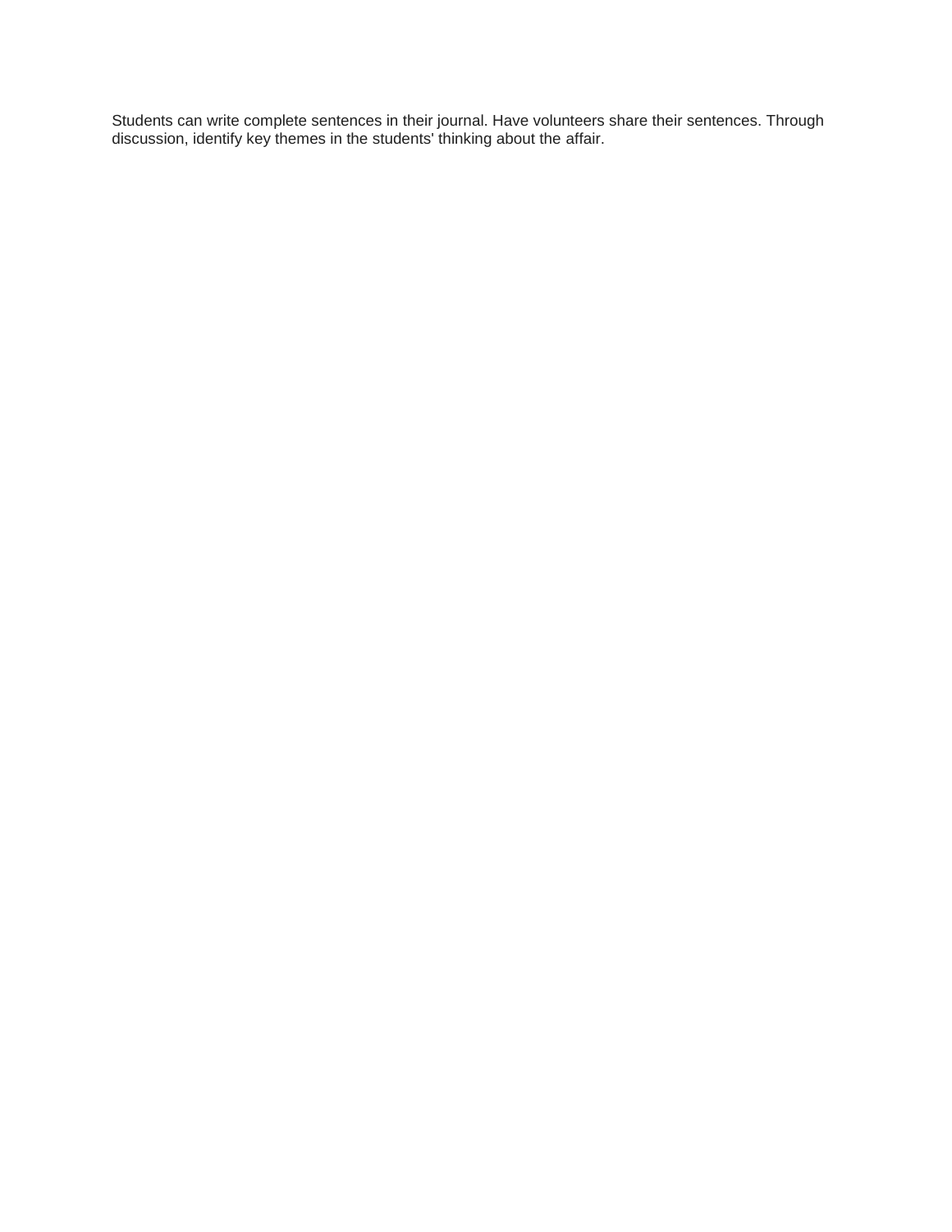Students can write complete sentences in their journal. Have volunteers share their sentences. Through discussion, identify key themes in the students' thinking about the affair.